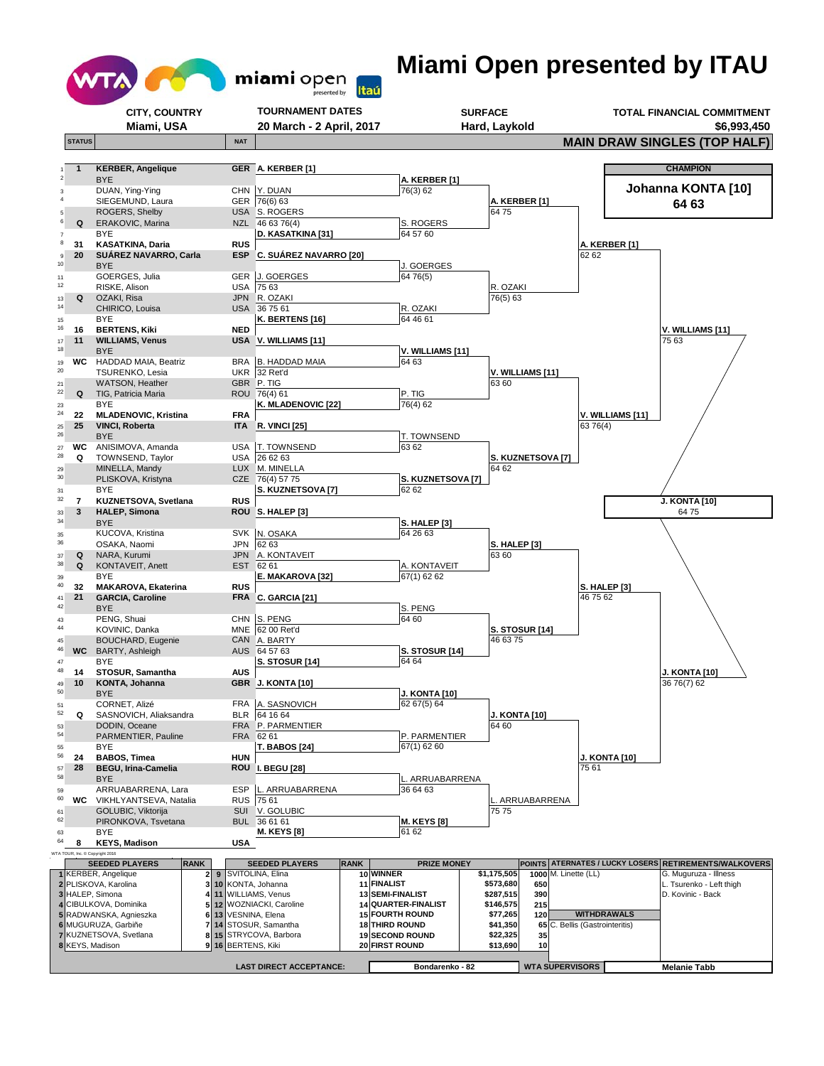# Miami Open presented by ITAU

| CITY, COUNTRY | TOURNAMENT DATES | SURFACE | TOTAL FINANCIAL COMMITMENT |
|---|---|---|---|
| Miami, USA | 20 March - 2 April, 2017 | Hard, Laykold | $6,993,450 |

## MAIN DRAW SINGLES (TOP HALF)

| # | STATUS | Player | NAT | Round 1 | Round 2 | Round 3 | Round 4 | Quarterfinal | Semifinal |
|---|---|---|---|---|---|---|---|---|---|
| 1 | 1 | KERBER, Angelique | GER | A. KERBER [1] | A. KERBER [1] 76(3) 62 | A. KERBER [1] 64 75 | A. KERBER [1] 62 62 | V. WILLIAMS [11] 75 63 | J. KONTA [10] 64 75 |
| 2 | | BYE | | | | | | | |
| 3 | | DUAN, Ying-Ying | CHN | Y. DUAN 76(6) 63 | | | | | |
| 4 | | SIEGEMUND, Laura | GER | | | | | | |
| 5 | | ROGERS, Shelby | USA | S. ROGERS 46 63 76(4) | S. ROGERS 64 57 60 | | | | |
| 6 | Q | ERAKOVIC, Marina | NZL | | | | | | |
| 7 | | BYE | | D. KASATKINA [31] | | | | | |
| 8 | 31 | KASATKINA, Daria | RUS | | | | | | |
| 9 | 20 | SUÁREZ NAVARRO, Carla | ESP | C. SUÁREZ NAVARRO [20] | J. GOERGES 64 76(5) | R. OZAKI 76(5) 63 | | | |
| 10 | | BYE | | | | | | | |
| 11 | | GOERGES, Julia | GER | J. GOERGES 75 63 | | | | | |
| 12 | | RISKE, Alison | USA | | | | | | |
| 13 | Q | OZAKI, Risa | JPN | R. OZAKI 36 75 61 | R. OZAKI 64 46 61 | | | | |
| 14 | | CHIRICO, Louisa | USA | | | | | | |
| 15 | | BYE | | K. BERTENS [16] | | | | | |
| 16 | 16 | BERTENS, Kiki | NED | | | | | | |
| 17 | 11 | WILLIAMS, Venus | USA | V. WILLIAMS [11] | V. WILLIAMS [11] 64 63 | V. WILLIAMS [11] 63 60 | V. WILLIAMS [11] 63 76(4) | | |
| 18 | | BYE | | | | | | | |
| 19 | WC | HADDAD MAIA, Beatriz | BRA | B. HADDAD MAIA 32 Ret'd | | | | | |
| 20 | | TSURENKO, Lesia | UKR | | | | | | |
| 21 | | WATSON, Heather | GBR | P. TIG 76(4) 61 | P. TIG 76(4) 62 | | | | |
| 22 | Q | TIG, Patricia Maria | ROU | | | | | | |
| 23 | | BYE | | K. MLADENOVIC [22] | | | | | |
| 24 | 22 | MLADENOVIC, Kristina | FRA | | | | | | |
| 25 | 25 | VINCI, Roberta | ITA | R. VINCI [25] | T. TOWNSEND 63 62 | S. KUZNETSOVA [7] 64 62 | | | |
| 26 | | BYE | | | | | | | |
| 27 | WC | ANISIMOVA, Amanda | USA | T. TOWNSEND 26 62 63 | | | | | |
| 28 | Q | TOWNSEND, Taylor | USA | | | | | | |
| 29 | | MINELLA, Mandy | LUX | M. MINELLA 76(4) 57 75 | S. KUZNETSOVA [7] 62 62 | | | | |
| 30 | | PLISKOVA, Kristyna | CZE | | | | | | |
| 31 | | BYE | | S. KUZNETSOVA [7] | | | | | |
| 32 | 7 | KUZNETSOVA, Svetlana | RUS | | | | | | |
| 33 | 3 | HALEP, Simona | ROU | S. HALEP [3] | S. HALEP [3] 64 26 63 | S. HALEP [3] 63 60 | S. HALEP [3] 46 75 62 | J. KONTA [10] 36 76(7) 62 | |
| 34 | | BYE | | | | | | | |
| 35 | | KUCOVA, Kristina | SVK | N. OSAKA 62 63 | | | | | |
| 36 | | OSAKA, Naomi | JPN | | | | | | |
| 37 | Q | NARA, Kurumi | JPN | A. KONTAVEIT 62 61 | A. KONTAVEIT 67(1) 62 62 | | | | |
| 38 | Q | KONTAVEIT, Anett | EST | | | | | | |
| 39 | | BYE | | E. MAKAROVA [32] | | | | | |
| 40 | 32 | MAKAROVA, Ekaterina | RUS | | | | | | |
| 41 | 21 | GARCIA, Caroline | FRA | C. GARCIA [21] | S. PENG 64 60 | S. STOSUR [14] 46 63 75 | | | |
| 42 | | BYE | | | | | | | |
| 43 | | PENG, Shuai | CHN | S. PENG 62 00 Ret'd | | | | | |
| 44 | | KOVINIC, Danka | MNE | | | | | | |
| 45 | | BOUCHARD, Eugenie | CAN | A. BARTY 64 57 63 | S. STOSUR [14] 64 64 | | | | |
| 46 | WC | BARTY, Ashleigh | AUS | | | | | | |
| 47 | | BYE | | S. STOSUR [14] | | | | | |
| 48 | 14 | STOSUR, Samantha | AUS | | | | | | |
| 49 | 10 | KONTA, Johanna | GBR | J. KONTA [10] | J. KONTA [10] 62 67(5) 64 | J. KONTA [10] 64 60 | J. KONTA [10] 75 61 | | |
| 50 | | BYE | | | | | | | |
| 51 | | CORNET, Alizé | FRA | A. SASNOVICH 64 16 64 | | | | | |
| 52 | Q | SASNOVICH, Aliaksandra | BLR | | | | | | |
| 53 | | DODIN, Oceane | FRA | P. PARMENTIER 62 61 | P. PARMENTIER 67(1) 62 60 | | | | |
| 54 | | PARMENTIER, Pauline | FRA | | | | | | |
| 55 | | BYE | | T. BABOS [24] | | | | | |
| 56 | 24 | BABOS, Timea | HUN | | | | | | |
| 57 | 28 | BEGU, Irina-Camelia | ROU | I. BEGU [28] | L. ARRUABARRENA 36 64 63 | L. ARRUABARRENA 75 75 | | | |
| 58 | | BYE | | | | | | | |
| 59 | | ARRUABARRENA, Lara | ESP | L. ARRUABARRENA 75 61 | | | | | |
| 60 | WC | VIKHLYANTSEVA, Natalia | RUS | | | | | | |
| 61 | | GOLUBIC, Viktorija | SUI | V. GOLUBIC 36 61 61 | M. KEYS [8] 61 62 | | | | |
| 62 | | PIRONKOVA, Tsvetana | BUL | | | | | | |
| 63 | | BYE | | M. KEYS [8] | | | | | |
| 64 | 8 | KEYS, Madison | USA | | | | | | |

**CHAMPION:** Johanna KONTA [10] 64 63

WTA TOUR, Inc. © Copyright 2016

| # | SEEDED PLAYERS | RANK | # | SEEDED PLAYERS | RANK | PRIZE MONEY | | POINTS |
|---|---|---|---|---|---|---|---|---|
| 1 | KERBER, Angelique | 2 | 9 | SVITOLINA, Elina | 10 | WINNER | $1,175,505 | 1000 |
| 2 | PLISKOVA, Karolina | 3 | 10 | KONTA, Johanna | 11 | FINALIST | $573,680 | 650 |
| 3 | HALEP, Simona | 4 | 11 | WILLIAMS, Venus | 13 | SEMI-FINALIST | $287,515 | 390 |
| 4 | CIBULKOVA, Dominika | 5 | 12 | WOZNIACKI, Caroline | 14 | QUARTER-FINALIST | $146,575 | 215 |
| 5 | RADWANSKA, Agnieszka | 6 | 13 | VESNINA, Elena | 15 | FOURTH ROUND | $77,265 | 120 |
| 6 | MUGURUZA, Garbiñe | 7 | 14 | STOSUR, Samantha | 18 | THIRD ROUND | $41,350 | 65 |
| 7 | KUZNETSOVA, Svetlana | 8 | 15 | STRYCOVA, Barbora | 19 | SECOND ROUND | $22,325 | 35 |
| 8 | KEYS, Madison | 9 | 16 | BERTENS, Kiki | 20 | FIRST ROUND | $13,690 | 10 |

**ALTERNATES / LUCKY LOSERS:** M. Linette (LL)

**WITHDRAWALS:** C. Bellis (Gastrointeritis)

**RETIREMENTS/WALKOVERS:** G. Muguruza - Illness; L. Tsurenko - Left thigh; D. Kovinic - Back

**LAST DIRECT ACCEPTANCE:** Bondarenko - 82

**WTA SUPERVISORS:** Melanie Tabb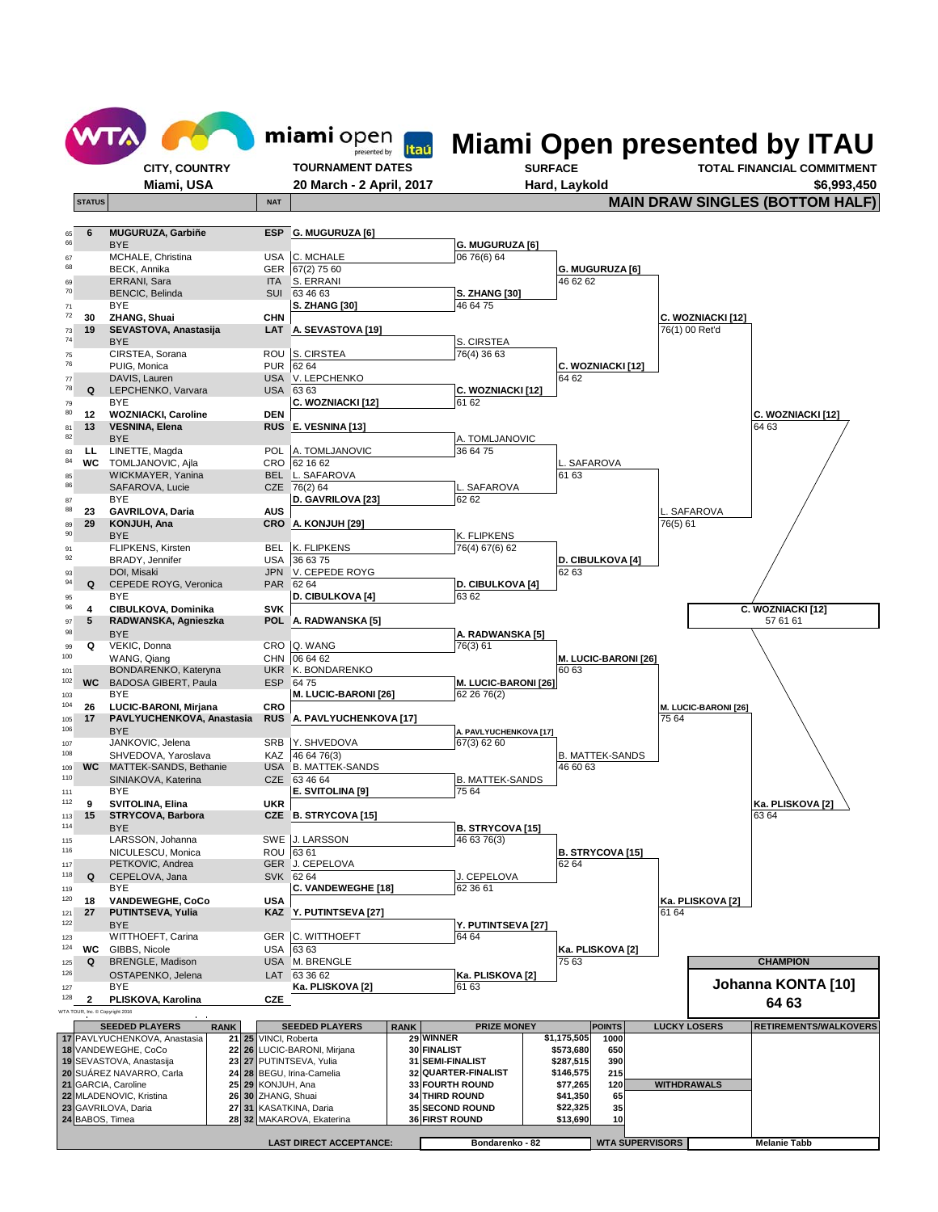# Miami Open presented by ITAU

| CITY, COUNTRY | TOURNAMENT DATES | SURFACE | TOTAL FINANCIAL COMMITMENT |
|---|---|---|---|
| Miami, USA | 20 March - 2 April, 2017 | Hard, Laykold | $6,993,450 |

## MAIN DRAW SINGLES (BOTTOM HALF)

| # | STATUS | Player | NAT | Round 1 | Round 2 | Round 3 | Round 4 | Quarterfinal | Semifinal |
|---|---|---|---|---|---|---|---|---|---|
| 65 | 6 | MUGURUZA, Garbiñe | ESP | G. MUGURUZA [6] | G. MUGURUZA [6] | G. MUGURUZA [6] | C. WOZNIACKI [12] | C. WOZNIACKI [12] | C. WOZNIACKI [12] |
| 66 | | BYE | | | 06 76(6) 64 | 46 62 62 | 76(1) 00 Ret'd | 64 63 | 57 61 61 |
| 67 | | MCHALE, Christina | USA | C. MCHALE | | | | | |
| 68 | | BECK, Annika | GER | 67(2) 75 60 | | | | | |
| 69 | | ERRANI, Sara | ITA | S. ERRANI | S. ZHANG [30] | | | | |
| 70 | | BENCIC, Belinda | SUI | 63 46 63 | 46 64 75 | | | | |
| 71 | | BYE | | S. ZHANG [30] | | | | | |
| 72 | 30 | ZHANG, Shuai | CHN | | | | | | |
| 73 | 19 | SEVASTOVA, Anastasija | LAT | A. SEVASTOVA [19] | S. CIRSTEA | C. WOZNIACKI [12] | | | |
| 74 | | BYE | | | 76(4) 36 63 | 64 62 | | | |
| 75 | | CIRSTEA, Sorana | ROU | S. CIRSTEA | | | | | |
| 76 | | PUIG, Monica | PUR | 62 64 | | | | | |
| 77 | | DAVIS, Lauren | USA | V. LEPCHENKO | C. WOZNIACKI [12] | | | | |
| 78 | Q | LEPCHENKO, Varvara | USA | 63 63 | 61 62 | | | | |
| 79 | | BYE | | C. WOZNIACKI [12] | | | | | |
| 80 | 12 | WOZNIACKI, Caroline | DEN | | | | | | |
| 81 | 13 | VESNINA, Elena | RUS | E. VESNINA [13] | A. TOMLJANOVIC | L. SAFAROVA | L. SAFAROVA | | |
| 82 | | BYE | | | 36 64 75 | 61 63 | 76(5) 61 | | |
| 83 | LL | LINETTE, Magda | POL | A. TOMLJANOVIC | | | | | |
| 84 | WC | TOMLJANOVIC, Ajla | CRO | 62 16 62 | | | | | |
| 85 | | WICKMAYER, Yanina | BEL | L. SAFAROVA | L. SAFAROVA | | | | |
| 86 | | SAFAROVA, Lucie | CZE | 76(2) 64 | 62 62 | | | | |
| 87 | | BYE | | D. GAVRILOVA [23] | | | | | |
| 88 | 23 | GAVRILOVA, Daria | AUS | | | | | | |
| 89 | 29 | KONJUH, Ana | CRO | A. KONJUH [29] | K. FLIPKENS | D. CIBULKOVA [4] | | | |
| 90 | | BYE | | | 76(4) 67(6) 62 | 62 63 | | | |
| 91 | | FLIPKENS, Kirsten | BEL | K. FLIPKENS | | | | | |
| 92 | | BRADY, Jennifer | USA | 36 63 75 | | | | | |
| 93 | | DOI, Misaki | JPN | V. CEPEDE ROYG | D. CIBULKOVA [4] | | | | |
| 94 | Q | CEPEDE ROYG, Veronica | PAR | 62 64 | 63 62 | | | | |
| 95 | | BYE | | D. CIBULKOVA [4] | | | | | |
| 96 | 4 | CIBULKOVA, Dominika | SVK | | | | | | |
| 97 | 5 | RADWANSKA, Agnieszka | POL | A. RADWANSKA [5] | A. RADWANSKA [5] | M. LUCIC-BARONI [26] | M. LUCIC-BARONI [26] | Ka. PLISKOVA [2] | |
| 98 | | BYE | | | 76(3) 61 | 60 63 | 75 64 | 63 64 | |
| 99 | Q | VEKIC, Donna | CRO | Q. WANG | | | | | |
| 100 | | WANG, Qiang | CHN | 06 64 62 | | | | | |
| 101 | | BONDARENKO, Kateryna | UKR | K. BONDARENKO | M. LUCIC-BARONI [26] | | | | |
| 102 | WC | BADOSA GIBERT, Paula | ESP | 64 75 | 62 26 76(2) | | | | |
| 103 | | BYE | | M. LUCIC-BARONI [26] | | | | | |
| 104 | 26 | LUCIC-BARONI, Mirjana | CRO | | | | | | |
| 105 | 17 | PAVLYUCHENKOVA, Anastasia | RUS | A. PAVLYUCHENKOVA [17] | A. PAVLYUCHENKOVA [17] | B. MATTEK-SANDS | | | |
| 106 | | BYE | | | 67(3) 62 60 | 46 60 63 | | | |
| 107 | | JANKOVIC, Jelena | SRB | Y. SHVEDOVA | | | | | |
| 108 | | SHVEDOVA, Yaroslava | KAZ | 46 64 76(3) | | | | | |
| 109 | WC | MATTEK-SANDS, Bethanie | USA | B. MATTEK-SANDS | B. MATTEK-SANDS | | | | |
| 110 | | SINIAKOVA, Katerina | CZE | 63 46 64 | 75 64 | | | | |
| 111 | | BYE | | E. SVITOLINA [9] | | | | | |
| 112 | 9 | SVITOLINA, Elina | UKR | | | | | | |
| 113 | 15 | STRYCOVA, Barbora | CZE | B. STRYCOVA [15] | B. STRYCOVA [15] | B. STRYCOVA [15] | Ka. PLISKOVA [2] | | |
| 114 | | BYE | | | 46 63 76(3) | 62 64 | 61 64 | | |
| 115 | | LARSSON, Johanna | SWE | J. LARSSON | | | | | |
| 116 | | NICULESCU, Monica | ROU | 63 61 | | | | | |
| 117 | | PETKOVIC, Andrea | GER | J. CEPELOVA | J. CEPELOVA | | | | |
| 118 | Q | CEPELOVA, Jana | SVK | 62 64 | 62 36 61 | | | | |
| 119 | | BYE | | C. VANDEWEGHE [18] | | | | | |
| 120 | 18 | VANDEWEGHE, CoCo | USA | | | | | | |
| 121 | 27 | PUTINTSEVA, Yulia | KAZ | Y. PUTINTSEVA [27] | Y. PUTINTSEVA [27] | Ka. PLISKOVA [2] | | | |
| 122 | | BYE | | | 64 64 | 75 63 | | | |
| 123 | | WITTHOEFT, Carina | GER | C. WITTHOEFT | | | | | |
| 124 | WC | GIBBS, Nicole | USA | 63 63 | | | | | |
| 125 | Q | BRENGLE, Madison | USA | M. BRENGLE | Ka. PLISKOVA [2] | | | | |
| 126 | | OSTAPENKO, Jelena | LAT | 63 36 62 | 61 63 | | | | |
| 127 | | BYE | | Ka. PLISKOVA [2] | | | | | |
| 128 | 2 | PLISKOVA, Karolina | CZE | | | | | | |

**CHAMPION**

**Johanna KONTA [10]**

**64 63**

WTA TOUR, Inc. © Copyright 2016

| SEEDED PLAYERS | RANK | SEEDED PLAYERS | RANK | PRIZE MONEY | | POINTS | LUCKY LOSERS | RETIREMENTS/WALKOVERS |
|---|---|---|---|---|---|---|---|---|
| 17 PAVLYUCHENKOVA, Anastasia | 21 | 25 VINCI, Roberta | 29 | WINNER | $1,175,505 | 1000 | | |
| 18 VANDEWEGHE, CoCo | 22 | 26 LUCIC-BARONI, Mirjana | 30 | FINALIST | $573,680 | 650 | | |
| 19 SEVASTOVA, Anastasija | 23 | 27 PUTINTSEVA, Yulia | 31 | SEMI-FINALIST | $287,515 | 390 | | |
| 20 SUÁREZ NAVARRO, Carla | 24 | 28 BEGU, Irina-Camelia | 32 | QUARTER-FINALIST | $146,575 | 215 | | |
| 21 GARCIA, Caroline | 25 | 29 KONJUH, Ana | 33 | FOURTH ROUND | $77,265 | 120 | WITHDRAWALS | |
| 22 MLADENOVIC, Kristina | 26 | 30 ZHANG, Shuai | 34 | THIRD ROUND | $41,350 | 65 | | |
| 23 GAVRILOVA, Daria | 27 | 31 KASATKINA, Daria | 35 | SECOND ROUND | $22,325 | 35 | | |
| 24 BABOS, Timea | 28 | 32 MAKAROVA, Ekaterina | 36 | FIRST ROUND | $13,690 | 10 | | |

| LAST DIRECT ACCEPTANCE: | Bondarenko - 82 | WTA SUPERVISORS | Melanie Tabb |
|---|---|---|---|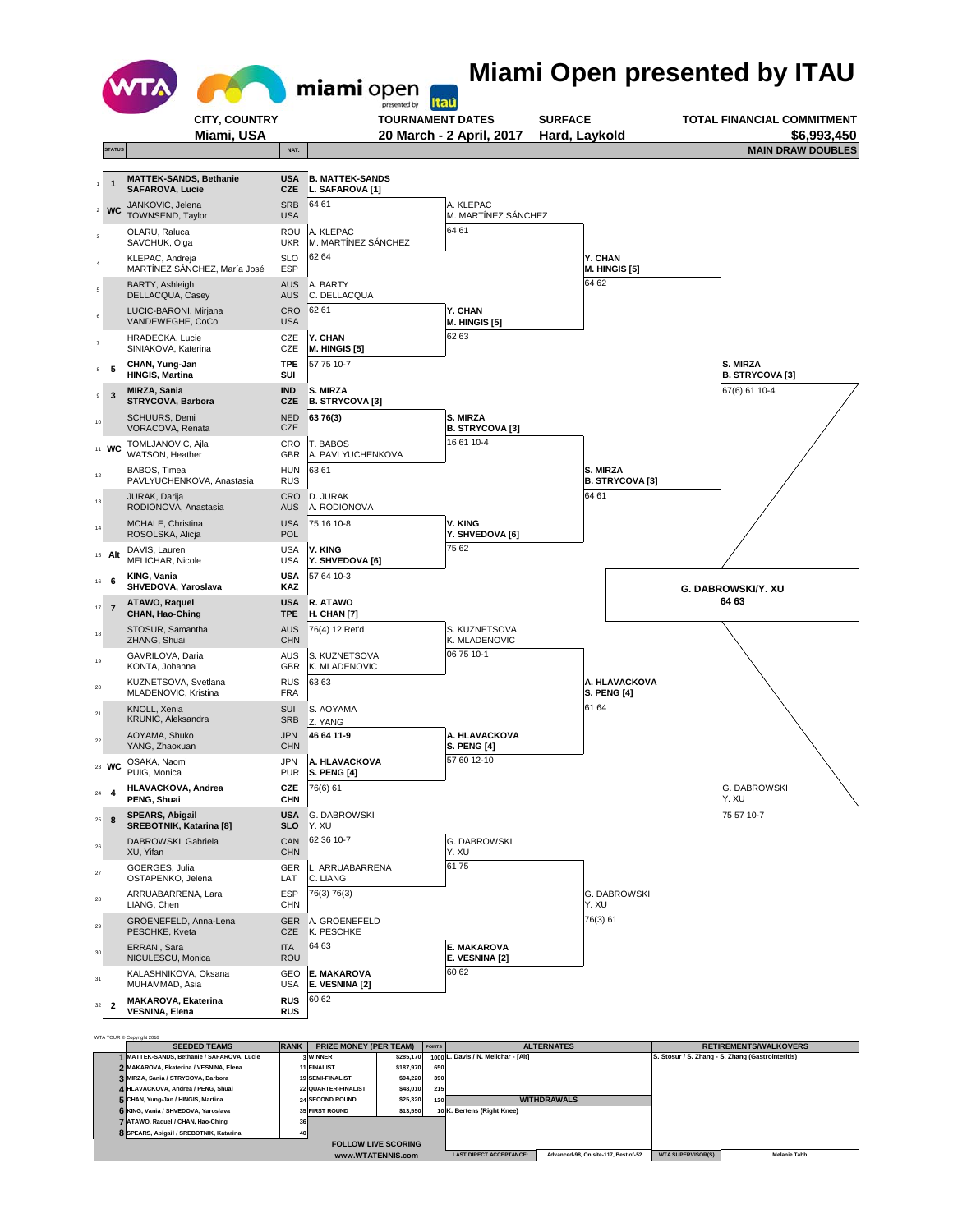# Miami Open presented by ITAU

| CITY, COUNTRY | TOURNAMENT DATES | SURFACE | TOTAL FINANCIAL COMMITMENT |
|---|---|---|---|
| Miami, USA | 20 March - 2 April, 2017 | Hard, Laykold | $6,993,450 |

## MAIN DRAW DOUBLES

| # | STATUS | Team | NAT. | Round 1 | Round 2 | Quarterfinals | Semifinals | Final |
|---|---|---|---|---|---|---|---|---|
| 1 | 1 | **MATTEK-SANDS, Bethanie / SAFAROVA, Lucie** | USA / CZE | **B. MATTEK-SANDS / L. SAFAROVA [1]** | | | | |
| 2 | WC | JANKOVIC, Jelena / TOWNSEND, Taylor | SRB / USA | 64 61 | A. KLEPAC / M. MARTÍNEZ SÁNCHEZ | | | |
| 3 | | OLARU, Raluca / SAVCHUK, Olga | ROU / UKR | A. KLEPAC / M. MARTÍNEZ SÁNCHEZ | 64 61 | | | |
| 4 | | KLEPAC, Andreja / MARTÍNEZ SÁNCHEZ, María José | SLO / ESP | 62 64 | | **Y. CHAN / M. HINGIS [5]** | | |
| 5 | | BARTY, Ashleigh / DELLACQUA, Casey | AUS / AUS | A. BARTY / C. DELLACQUA | | 64 62 | | |
| 6 | | LUCIC-BARONI, Mirjana / VANDEWEGHE, CoCo | CRO / USA | 62 61 | **Y. CHAN / M. HINGIS [5]** | | | |
| 7 | | HRADECKA, Lucie / SINIAKOVA, Katerina | CZE / CZE | **Y. CHAN / M. HINGIS [5]** | 62 63 | | | |
| 8 | 5 | **CHAN, Yung-Jan / HINGIS, Martina** | TPE / SUI | 57 75 10-7 | | | **S. MIRZA / B. STRYCOVA [3]** | |
| 9 | 3 | **MIRZA, Sania / STRYCOVA, Barbora** | IND / CZE | **S. MIRZA / B. STRYCOVA [3]** | | | 67(6) 61 10-4 | |
| 10 | | SCHUURS, Demi / VORACOVA, Renata | NED / CZE | **63 76(3)** | **S. MIRZA / B. STRYCOVA [3]** | | | |
| 11 | WC | TOMLJANOVIC, Ajla / WATSON, Heather | CRO / GBR | T. BABOS / A. PAVLYUCHENKOVA | 16 61 10-4 | | | |
| 12 | | BABOS, Timea / PAVLYUCHENKOVA, Anastasia | HUN / RUS | 63 61 | | **S. MIRZA / B. STRYCOVA [3]** | | |
| 13 | | JURAK, Darija / RODIONOVA, Anastasia | CRO / AUS | D. JURAK / A. RODIONOVA | | 64 61 | | |
| 14 | | MCHALE, Christina / ROSOLSKA, Alicja | USA / POL | 75 16 10-8 | **V. KING / Y. SHVEDOVA [6]** | | | |
| 15 | Alt | DAVIS, Lauren / MELICHAR, Nicole | USA / USA | **V. KING / Y. SHVEDOVA [6]** | 75 62 | | | |
| 16 | 6 | **KING, Vania / SHVEDOVA, Yaroslava** | USA / KAZ | 57 64 10-3 | | | | **G. DABROWSKI/Y. XU 64 63** |
| 17 | 7 | **ATAWO, Raquel / CHAN, Hao-Ching** | USA / TPE | **R. ATAWO / H. CHAN [7]** | | | | |
| 18 | | STOSUR, Samantha / ZHANG, Shuai | AUS / CHN | 76(4) 12 Ret'd | S. KUZNETSOVA / K. MLADENOVIC | | | |
| 19 | | GAVRILOVA, Daria / KONTA, Johanna | AUS / GBR | S. KUZNETSOVA / K. MLADENOVIC | 06 75 10-1 | | | |
| 20 | | KUZNETSOVA, Svetlana / MLADENOVIC, Kristina | RUS / FRA | 63 63 | | **A. HLAVACKOVA / S. PENG [4]** | | |
| 21 | | KNOLL, Xenia / KRUNIC, Aleksandra | SUI / SRB | S. AOYAMA / Z. YANG | | 61 64 | | |
| 22 | | AOYAMA, Shuko / YANG, Zhaoxuan | JPN / CHN | **46 64 11-9** | **A. HLAVACKOVA / S. PENG [4]** | | | |
| 23 | WC | OSAKA, Naomi / PUIG, Monica | JPN / PUR | **A. HLAVACKOVA / S. PENG [4]** | 57 60 12-10 | | | |
| 24 | 4 | **HLAVACKOVA, Andrea / PENG, Shuai** | CZE / CHN | 76(6) 61 | | | G. DABROWSKI / Y. XU | |
| 25 | 8 | **SPEARS, Abigail / SREBOTNIK, Katarina [8]** | USA / SLO | G. DABROWSKI / Y. XU | | | 75 57 10-7 | |
| 26 | | DABROWSKI, Gabriela / XU, Yifan | CAN / CHN | 62 36 10-7 | G. DABROWSKI / Y. XU | | | |
| 27 | | GOERGES, Julia / OSTAPENKO, Jelena | GER / LAT | L. ARRUABARRENA / C. LIANG | 61 75 | | | |
| 28 | | ARRUABARRENA, Lara / LIANG, Chen | ESP / CHN | 76(3) 76(3) | | G. DABROWSKI / Y. XU | | |
| 29 | | GROENEFELD, Anna-Lena / PESCHKE, Kveta | GER / CZE | A. GROENEFELD / K. PESCHKE | | 76(3) 61 | | |
| 30 | | ERRANI, Sara / NICULESCU, Monica | ITA / ROU | 64 63 | **E. MAKAROVA / E. VESNINA [2]** | | | |
| 31 | | KALASHNIKOVA, Oksana / MUHAMMAD, Asia | GEO / USA | **E. MAKAROVA / E. VESNINA [2]** | 60 62 | | | |
| 32 | 2 | **MAKAROVA, Ekaterina / VESNINA, Elena** | RUS / RUS | 60 62 | | | | |

WTA TOUR © Copyright 2016

| | SEEDED TEAMS | RANK | PRIZE MONEY (PER TEAM) | | POINTS | ALTERNATES | RETIREMENTS/WALKOVERS |
|---|---|---|---|---|---|---|---|
| 1 | MATTEK-SANDS, Bethanie / SAFAROVA, Lucie | 3 | WINNER | $285,170 | 1000 | L. Davis / N. Melichar - [Alt] | S. Stosur / S. Zhang - S. Zhang (Gastrointeritis) |
| 2 | MAKAROVA, Ekaterina / VESNINA, Elena | 11 | FINALIST | $187,970 | 650 | | |
| 3 | MIRZA, Sania / STRYCOVA, Barbora | 19 | SEMI-FINALIST | $94,220 | 390 | | |
| 4 | HLAVACKOVA, Andrea / PENG, Shuai | 22 | QUARTER-FINALIST | $48,010 | 215 | | |
| 5 | CHAN, Yung-Jan / HINGIS, Martina | 24 | SECOND ROUND | $25,320 | 120 | WITHDRAWALS | |
| 6 | KING, Vania / SHVEDOVA, Yaroslava | 35 | FIRST ROUND | $13,550 | 10 | K. Bertens (Right Knee) | |
| 7 | ATAWO, Raquel / CHAN, Hao-Ching | 36 | | | | | |
| 8 | SPEARS, Abigail / SREBOTNIK, Katarina | 40 | | | | | |

FOLLOW LIVE SCORING
www.WTATENNIS.com

| LAST DIRECT ACCEPTANCE: | Advanced-98, On site-117, Best of-52 | WTA SUPERVISOR(S) | Melanie Tabb |
|---|---|---|---|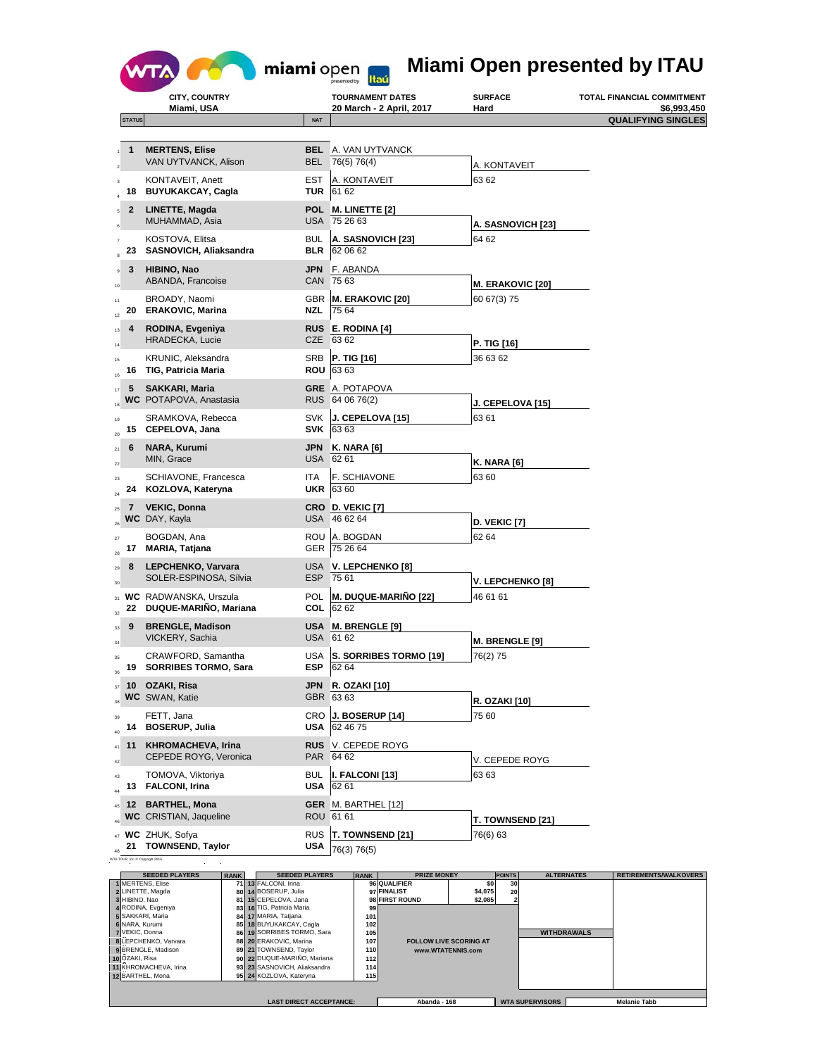# Miami Open presented by ITAU

| CITY, COUNTRY | TOURNAMENT DATES | SURFACE | TOTAL FINANCIAL COMMITMENT |
|---|---|---|---|
| Miami, USA | 20 March - 2 April, 2017 | Hard | $6,993,450 |

**QUALIFYING SINGLES**

| # | STATUS | PLAYER | NAT | Round 1 | Qualifying Round |
|---|---|---|---|---|---|
| 1 | 1 | **MERTENS, Elise** | **BEL** | A. VAN UYTVANCK | |
| 2 | | VAN UYTVANCK, Alison | BEL | 76(5) 76(4) | A. KONTAVEIT |
| 3 | | KONTAVEIT, Anett | EST | A. KONTAVEIT | 63 62 |
| 4 | 18 | **BUYUKAKCAY, Cagla** | **TUR** | 61 62 | |
| 5 | 2 | **LINETTE, Magda** | **POL** | **M. LINETTE [2]** | |
| 6 | | MUHAMMAD, Asia | USA | 75 26 63 | **A. SASNOVICH [23]** |
| 7 | | KOSTOVA, Elitsa | BUL | **A. SASNOVICH [23]** | 64 62 |
| 8 | 23 | **SASNOVICH, Aliaksandra** | **BLR** | 62 06 62 | |
| 9 | 3 | **HIBINO, Nao** | **JPN** | F. ABANDA | |
| 10 | | ABANDA, Francoise | CAN | 75 63 | **M. ERAKOVIC [20]** |
| 11 | | BROADY, Naomi | GBR | **M. ERAKOVIC [20]** | 60 67(3) 75 |
| 12 | 20 | **ERAKOVIC, Marina** | **NZL** | 75 64 | |
| 13 | 4 | **RODINA, Evgeniya** | **RUS** | **E. RODINA [4]** | |
| 14 | | HRADECKA, Lucie | CZE | 63 62 | **P. TIG [16]** |
| 15 | | KRUNIC, Aleksandra | SRB | **P. TIG [16]** | 36 63 62 |
| 16 | 16 | **TIG, Patricia Maria** | **ROU** | 63 63 | |
| 17 | 5 | **SAKKARI, Maria** | **GRE** | A. POTAPOVA | |
| 18 | WC | POTAPOVA, Anastasia | RUS | 64 06 76(2) | **J. CEPELOVA [15]** |
| 19 | | SRAMKOVA, Rebecca | SVK | **J. CEPELOVA [15]** | 63 61 |
| 20 | 15 | **CEPELOVA, Jana** | **SVK** | 63 63 | |
| 21 | 6 | **NARA, Kurumi** | **JPN** | **K. NARA [6]** | |
| 22 | | MIN, Grace | USA | 62 61 | **K. NARA [6]** |
| 23 | | SCHIAVONE, Francesca | ITA | F. SCHIAVONE | 63 60 |
| 24 | 24 | **KOZLOVA, Kateryna** | **UKR** | 63 60 | |
| 25 | 7 | **VEKIC, Donna** | **CRO** | **D. VEKIC [7]** | |
| 26 | WC | DAY, Kayla | USA | 46 62 64 | **D. VEKIC [7]** |
| 27 | | BOGDAN, Ana | ROU | A. BOGDAN | 62 64 |
| 28 | 17 | **MARIA, Tatjana** | GER | 75 26 64 | |
| 29 | 8 | **LEPCHENKO, Varvara** | USA | **V. LEPCHENKO [8]** | |
| 30 | | SOLER-ESPINOSA, Sílvia | ESP | 75 61 | **V. LEPCHENKO [8]** |
| 31 | WC | RADWANSKA, Urszula | POL | **M. DUQUE-MARIÑO [22]** | 46 61 61 |
| 32 | 22 | **DUQUE-MARIÑO, Mariana** | **COL** | 62 62 | |
| 33 | 9 | **BRENGLE, Madison** | **USA** | **M. BRENGLE [9]** | |
| 34 | | VICKERY, Sachia | USA | 61 62 | **M. BRENGLE [9]** |
| 35 | | CRAWFORD, Samantha | USA | **S. SORRIBES TORMO [19]** | 76(2) 75 |
| 36 | 19 | **SORRIBES TORMO, Sara** | **ESP** | 62 64 | |
| 37 | 10 | **OZAKI, Risa** | **JPN** | **R. OZAKI [10]** | |
| 38 | WC | SWAN, Katie | GBR | 63 63 | **R. OZAKI [10]** |
| 39 | | FETT, Jana | CRO | **J. BOSERUP [14]** | 75 60 |
| 40 | 14 | **BOSERUP, Julia** | **USA** | 62 46 75 | |
| 41 | 11 | **KHROMACHEVA, Irina** | **RUS** | V. CEPEDE ROYG | |
| 42 | | CEPEDE ROYG, Veronica | PAR | 64 62 | V. CEPEDE ROYG |
| 43 | | TOMOVA, Viktoriya | BUL | **I. FALCONI [13]** | 63 63 |
| 44 | 13 | **FALCONI, Irina** | **USA** | 62 61 | |
| 45 | 12 | **BARTHEL, Mona** | **GER** | M. BARTHEL [12] | |
| 46 | WC | CRISTIAN, Jaqueline | ROU | 61 61 | **T. TOWNSEND [21]** |
| 47 | WC | ZHUK, Sofya | RUS | **T. TOWNSEND [21]** | 76(6) 63 |
| 48 | 21 | **TOWNSEND, Taylor** | **USA** | 76(3) 76(5) | |

WTA TOUR, Inc. © Copyright 2016

| # | SEEDED PLAYERS | RANK | # | SEEDED PLAYERS | RANK |
|---|---|---|---|---|---|
| 1 | MERTENS, Elise | 71 | 13 | FALCONI, Irina | 96 |
| 2 | LINETTE, Magda | 80 | 14 | BOSERUP, Julia | 97 |
| 3 | HIBINO, Nao | 81 | 15 | CEPELOVA, Jana | 98 |
| 4 | RODINA, Evgeniya | 83 | 16 | TIG, Patricia Maria | 99 |
| 5 | SAKKARI, Maria | 84 | 17 | MARIA, Tatjana | 101 |
| 6 | NARA, Kurumi | 85 | 18 | BUYUKAKCAY, Cagla | 102 |
| 7 | VEKIC, Donna | 86 | 19 | SORRIBES TORMO, Sara | 105 |
| 8 | LEPCHENKO, Varvara | 88 | 20 | ERAKOVIC, Marina | 107 |
| 9 | BRENGLE, Madison | 89 | 21 | TOWNSEND, Taylor | 110 |
| 10 | OZAKI, Risa | 90 | 22 | DUQUE-MARIÑO, Mariana | 112 |
| 11 | KHROMACHEVA, Irina | 93 | 23 | SASNOVICH, Aliaksandra | 114 |
| 12 | BARTHEL, Mona | 95 | 24 | KOZLOVA, Kateryna | 115 |

| PRIZE MONEY | | POINTS |
|---|---|---|
| QUALIFIER | $0 | 30 |
| FINALIST | $4,075 | 20 |
| FIRST ROUND | $2,085 | 2 |

FOLLOW LIVE SCORING AT www.WTATENNIS.com

ALTERNATES

WITHDRAWALS

RETIREMENTS/WALKOVERS

LAST DIRECT ACCEPTANCE: Abanda - 168

WTA SUPERVISORS: Melanie Tabb